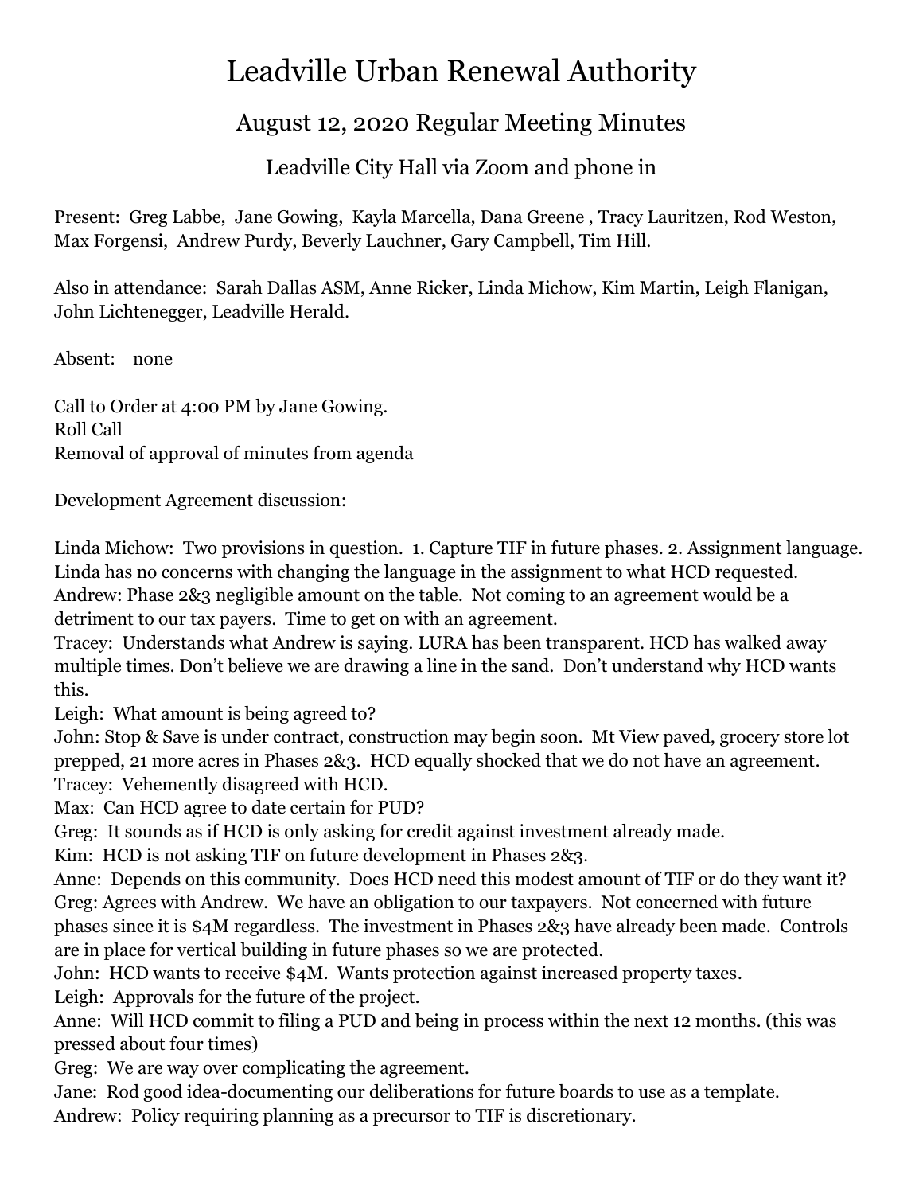# Leadville Urban Renewal Authority

## August 12, 2020 Regular Meeting Minutes

### Leadville City Hall via Zoom and phone in

Present: Greg Labbe, Jane Gowing, Kayla Marcella, Dana Greene , Tracy Lauritzen, Rod Weston, Max Forgensi, Andrew Purdy, Beverly Lauchner, Gary Campbell, Tim Hill.

Also in attendance: Sarah Dallas ASM, Anne Ricker, Linda Michow, Kim Martin, Leigh Flanigan, John Lichtenegger, Leadville Herald.

Absent: none

Call to Order at 4:00 PM by Jane Gowing.
Roll Call
Removal of approval of minutes from agenda

Development Agreement discussion:

Linda Michow: Two provisions in question. 1. Capture TIF in future phases. 2. Assignment language. Linda has no concerns with changing the language in the assignment to what HCD requested.
Andrew: Phase 2&3 negligible amount on the table. Not coming to an agreement would be a detriment to our tax payers. Time to get on with an agreement.
Tracey: Understands what Andrew is saying. LURA has been transparent. HCD has walked away multiple times. Don't believe we are drawing a line in the sand. Don't understand why HCD wants this.
Leigh: What amount is being agreed to?
John: Stop & Save is under contract, construction may begin soon. Mt View paved, grocery store lot prepped, 21 more acres in Phases 2&3. HCD equally shocked that we do not have an agreement.
Tracey: Vehemently disagreed with HCD.
Max: Can HCD agree to date certain for PUD?
Greg: It sounds as if HCD is only asking for credit against investment already made.
Kim: HCD is not asking TIF on future development in Phases 2&3.
Anne: Depends on this community. Does HCD need this modest amount of TIF or do they want it?
Greg: Agrees with Andrew. We have an obligation to our taxpayers. Not concerned with future phases since it is $4M regardless. The investment in Phases 2&3 have already been made. Controls are in place for vertical building in future phases so we are protected.
John: HCD wants to receive $4M. Wants protection against increased property taxes.
Leigh: Approvals for the future of the project.
Anne: Will HCD commit to filing a PUD and being in process within the next 12 months. (this was pressed about four times)
Greg: We are way over complicating the agreement.
Jane: Rod good idea-documenting our deliberations for future boards to use as a template.
Andrew: Policy requiring planning as a precursor to TIF is discretionary.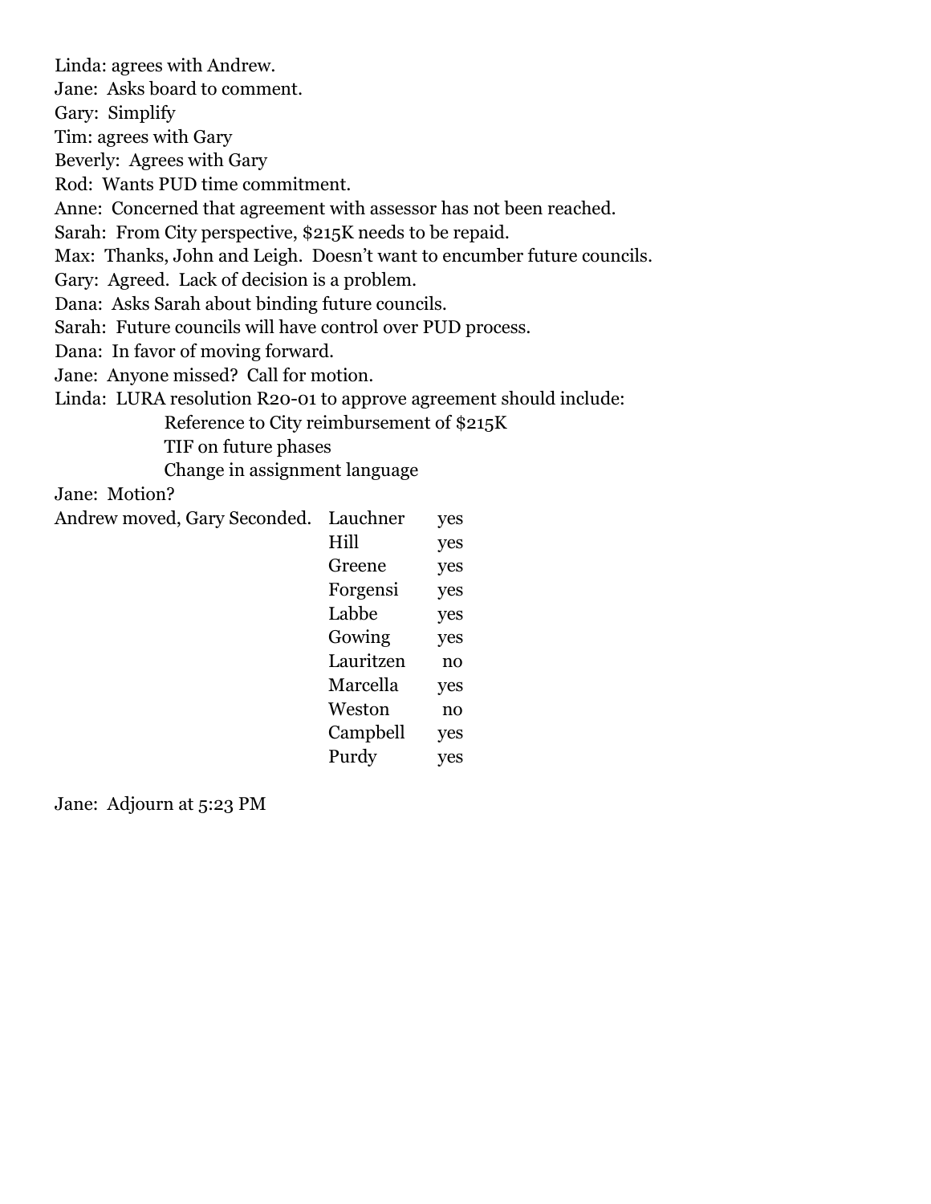Linda: agrees with Andrew.
Jane: Asks board to comment.
Gary: Simplify
Tim: agrees with Gary
Beverly: Agrees with Gary
Rod: Wants PUD time commitment.
Anne: Concerned that agreement with assessor has not been reached.
Sarah: From City perspective, $215K needs to be repaid.
Max: Thanks, John and Leigh. Doesn't want to encumber future councils.
Gary: Agreed. Lack of decision is a problem.
Dana: Asks Sarah about binding future councils.
Sarah: Future councils will have control over PUD process.
Dana: In favor of moving forward.
Jane: Anyone missed? Call for motion.
Linda: LURA resolution R20-01 to approve agreement should include:

- Reference to City reimbursement of $215K
- TIF on future phases
- Change in assignment language

Jane: Motion?

Andrew moved, Gary Seconded.

| | |
|---|---|
| Lauchner | yes |
| Hill | yes |
| Greene | yes |
| Forgensi | yes |
| Labbe | yes |
| Gowing | yes |
| Lauritzen | no |
| Marcella | yes |
| Weston | no |
| Campbell | yes |
| Purdy | yes |

Jane: Adjourn at 5:23 PM